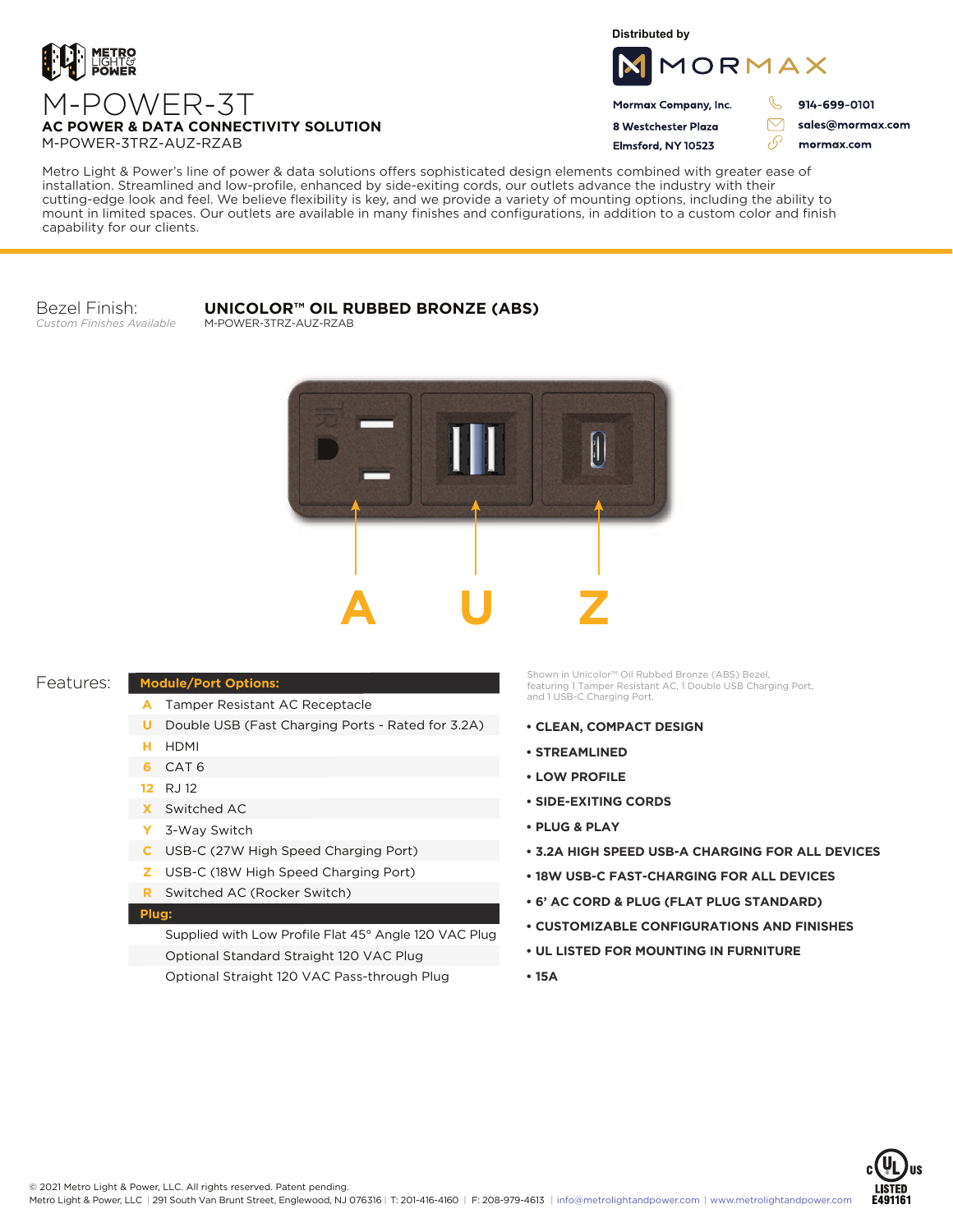METRO LIGHT & POWER

# M-POWER-3T

**AC POWER & DATA CONNECTIVITY SOLUTION**

M-POWER-3TRZ-AUZ-RZAB

Distributed by

MORMAX

**Mormax Company, Inc.**
**8 Westchester Plaza**
**Elmsford, NY 10523**

**914-699-0101**
**sales@mormax.com**
**mormax.com**

Metro Light & Power's line of power & data solutions offers sophisticated design elements combined with greater ease of installation. Streamlined and low-profile, enhanced by side-exiting cords, our outlets advance the industry with their cutting-edge look and feel. We believe flexibility is key, and we provide a variety of mounting options, including the ability to mount in limited spaces. Our outlets are available in many finishes and configurations, in addition to a custom color and finish capability for our clients.

Bezel Finish:
*Custom Finishes Available*

**UNICOLOR™ OIL RUBBED BRONZE (ABS)**
M-POWER-3TRZ-AUZ-RZAB

**A** **U** **Z**

Features:

| Module/Port Options: | |
|---|---|
| A | Tamper Resistant AC Receptacle |
| U | Double USB (Fast Charging Ports - Rated for 3.2A) |
| H | HDMI |
| 6 | CAT 6 |
| 12 | RJ 12 |
| X | Switched AC |
| Y | 3-Way Switch |
| C | USB-C (27W High Speed Charging Port) |
| Z | USB-C (18W High Speed Charging Port) |
| R | Switched AC (Rocker Switch) |
| **Plug:** | |
| | Supplied with Low Profile Flat 45° Angle 120 VAC Plug |
| | Optional Standard Straight 120 VAC Plug |
| | Optional Straight 120 VAC Pass-through Plug |

Shown in Unicolor™ Oil Rubbed Bronze (ABS) Bezel, featuring 1 Tamper Resistant AC, 1 Double USB Charging Port, and 1 USB-C Charging Port.

- **CLEAN, COMPACT DESIGN**
- **STREAMLINED**
- **LOW PROFILE**
- **SIDE-EXITING CORDS**
- **PLUG & PLAY**
- **3.2A HIGH SPEED USB-A CHARGING FOR ALL DEVICES**
- **18W USB-C FAST-CHARGING FOR ALL DEVICES**
- **6' AC CORD & PLUG (FLAT PLUG STANDARD)**
- **CUSTOMIZABLE CONFIGURATIONS AND FINISHES**
- **UL LISTED FOR MOUNTING IN FURNITURE**
- **15A**

c UL us LISTED E491161

© 2021 Metro Light & Power, LLC. All rights reserved. Patent pending.
Metro Light & Power, LLC | 291 South Van Brunt Street, Englewood, NJ 076316 | T: 201-416-4160 | F: 208-979-4613 | info@metrolightandpower.com | www.metrolightandpower.com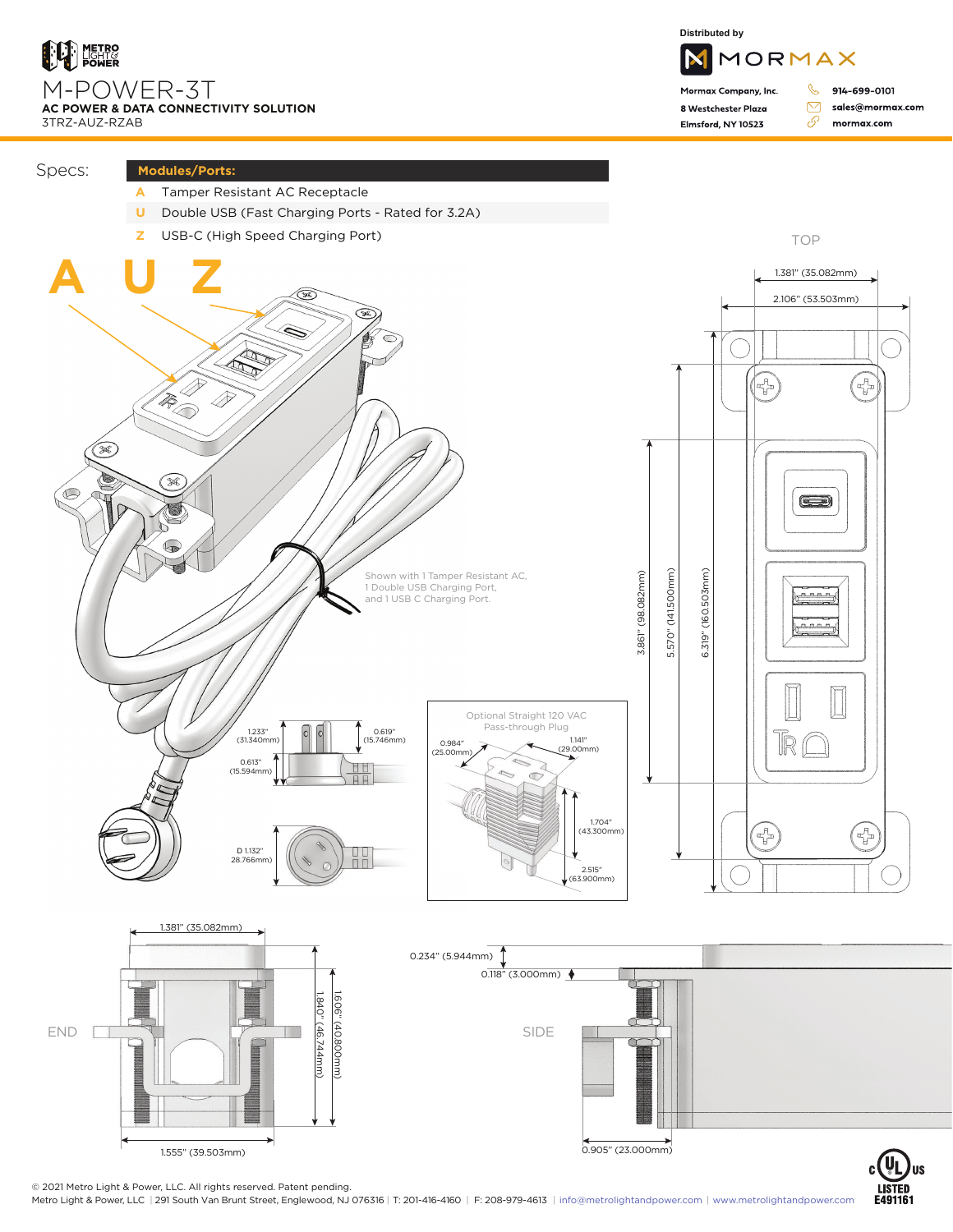METRO LIGHT & POWER

# M-POWER-3T

**AC POWER & DATA CONNECTIVITY SOLUTION**

3TRZ-AUZ-RZAB

Distributed by

MORMAX

Mormax Company, Inc.
8 Westchester Plaza
Elmsford, NY 10523

914-699-0101
sales@mormax.com
mormax.com

## Specs:

| Modules/Ports: | |
|---|---|
| A | Tamper Resistant AC Receptacle |
| U | Double USB (Fast Charging Ports - Rated for 3.2A) |
| Z | USB-C (High Speed Charging Port) |

A U Z

Shown with 1 Tamper Resistant AC, 1 Double USB Charging Port, and 1 USB C Charging Port.

TOP

1.381" (35.082mm)
2.106" (53.503mm)
3.861" (98.082mm)
5.570" (141.500mm)
6.319" (160.503mm)

1.233" (31.340mm)
0.619" (15.746mm)
0.613" (15.594mm)
D 1.132" 28.766mm)

Optional Straight 120 VAC Pass-through Plug

0.984" (25.00mm)
1.141" (29.00mm)
1.704" (43.300mm)
2.515" (63.900mm)

END

1.381" (35.082mm)
1.840" (46.744mm)
1.606" (40.800mm)
1.555" (39.503mm)

SIDE

0.234" (5.944mm)
0.118" (3.000mm)
0.905" (23.000mm)

c UL us LISTED E491161

© 2021 Metro Light & Power, LLC. All rights reserved. Patent pending.
Metro Light & Power, LLC | 291 South Van Brunt Street, Englewood, NJ 076316 | T: 201-416-4160 | F: 208-979-4613 | info@metrolightandpower.com | www.metrolightandpower.com